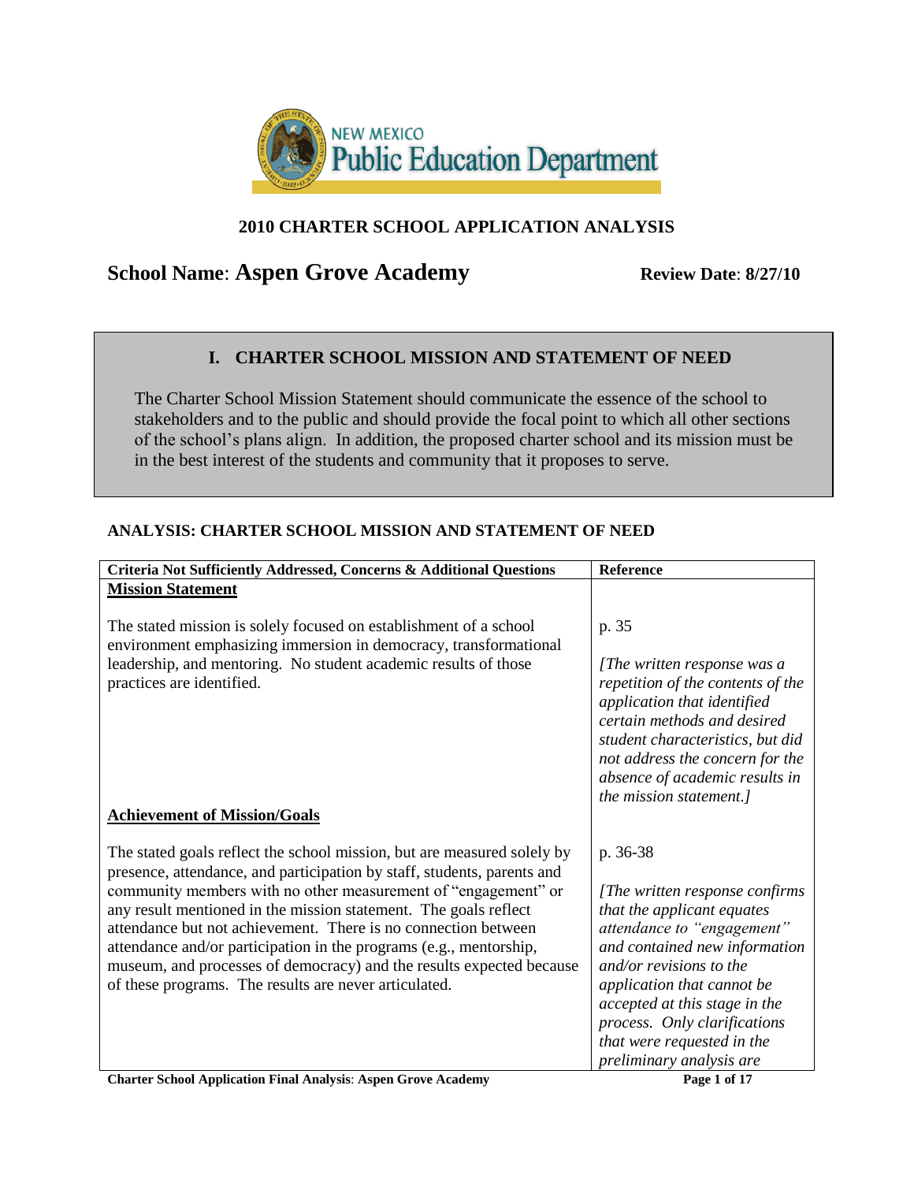NEW MEXICO
Public Education Department

## 2010 CHARTER SCHOOL APPLICATION ANALYSIS

**School Name**: **Aspen Grove Academy** **Review Date**: **8/27/10**

## I. CHARTER SCHOOL MISSION AND STATEMENT OF NEED

The Charter School Mission Statement should communicate the essence of the school to stakeholders and to the public and should provide the focal point to which all other sections of the school's plans align. In addition, the proposed charter school and its mission must be in the best interest of the students and community that it proposes to serve.

### ANALYSIS: CHARTER SCHOOL MISSION AND STATEMENT OF NEED

| Criteria Not Sufficiently Addressed, Concerns & Additional Questions | Reference |
|---|---|
| **<u>Mission Statement</u>**<br><br>The stated mission is solely focused on establishment of a school environment emphasizing immersion in democracy, transformational leadership, and mentoring. No student academic results of those practices are identified. | p. 35<br><br>*[The written response was a repetition of the contents of the application that identified certain methods and desired student characteristics, but did not address the concern for the absence of academic results in the mission statement.]* |
| **<u>Achievement of Mission/Goals</u>**<br><br>The stated goals reflect the school mission, but are measured solely by presence, attendance, and participation by staff, students, parents and community members with no other measurement of "engagement" or any result mentioned in the mission statement. The goals reflect attendance but not achievement. There is no connection between attendance and/or participation in the programs (e.g., mentorship, museum, and processes of democracy) and the results expected because of these programs. The results are never articulated. | p. 36-38<br><br>*[The written response confirms that the applicant equates attendance to "engagement" and contained new information and/or revisions to the application that cannot be accepted at this stage in the process. Only clarifications that were requested in the preliminary analysis are* |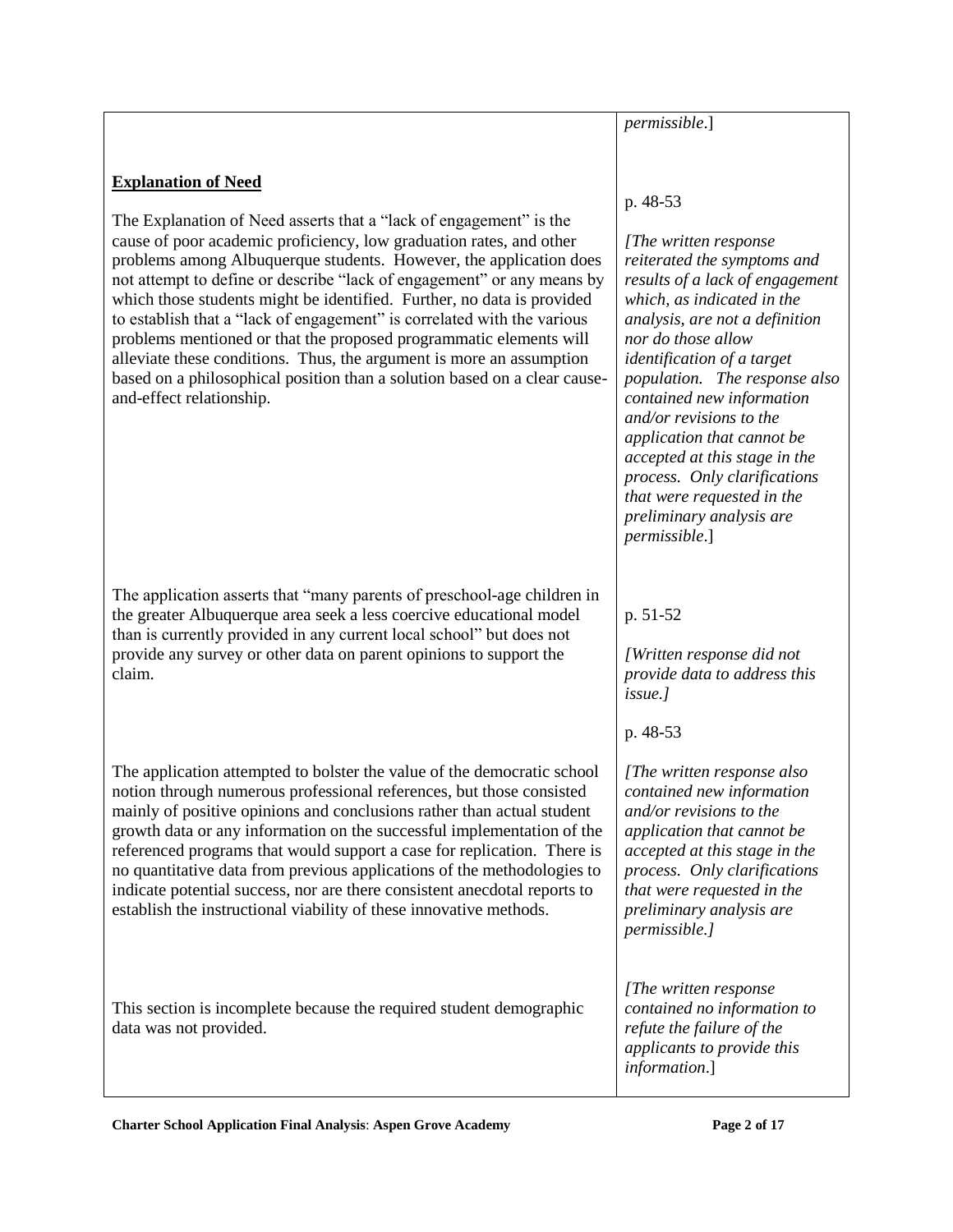| | |
|---|---|
| | *permissible*.] |
| **Explanation of Need**<br><br>The Explanation of Need asserts that a "lack of engagement" is the cause of poor academic proficiency, low graduation rates, and other problems among Albuquerque students. However, the application does not attempt to define or describe "lack of engagement" or any means by which those students might be identified. Further, no data is provided to establish that a "lack of engagement" is correlated with the various problems mentioned or that the proposed programmatic elements will alleviate these conditions. Thus, the argument is more an assumption based on a philosophical position than a solution based on a clear cause-and-effect relationship. | p. 48-53<br><br>*[The written response reiterated the symptoms and results of a lack of engagement which, as indicated in the analysis, are not a definition nor do those allow identification of a target population. The response also contained new information and/or revisions to the application that cannot be accepted at this stage in the process. Only clarifications that were requested in the preliminary analysis are permissible*.] |
| The application asserts that "many parents of preschool-age children in the greater Albuquerque area seek a less coercive educational model than is currently provided in any current local school" but does not provide any survey or other data on parent opinions to support the claim. | p. 51-52<br><br>*[Written response did not provide data to address this issue.]* |
| The application attempted to bolster the value of the democratic school notion through numerous professional references, but those consisted mainly of positive opinions and conclusions rather than actual student growth data or any information on the successful implementation of the referenced programs that would support a case for replication. There is no quantitative data from previous applications of the methodologies to indicate potential success, nor are there consistent anecdotal reports to establish the instructional viability of these innovative methods. | p. 48-53<br><br>*[The written response also contained new information and/or revisions to the application that cannot be accepted at this stage in the process. Only clarifications that were requested in the preliminary analysis are permissible.]* |
| This section is incomplete because the required student demographic data was not provided. | *[The written response contained no information to refute the failure of the applicants to provide this information*.] |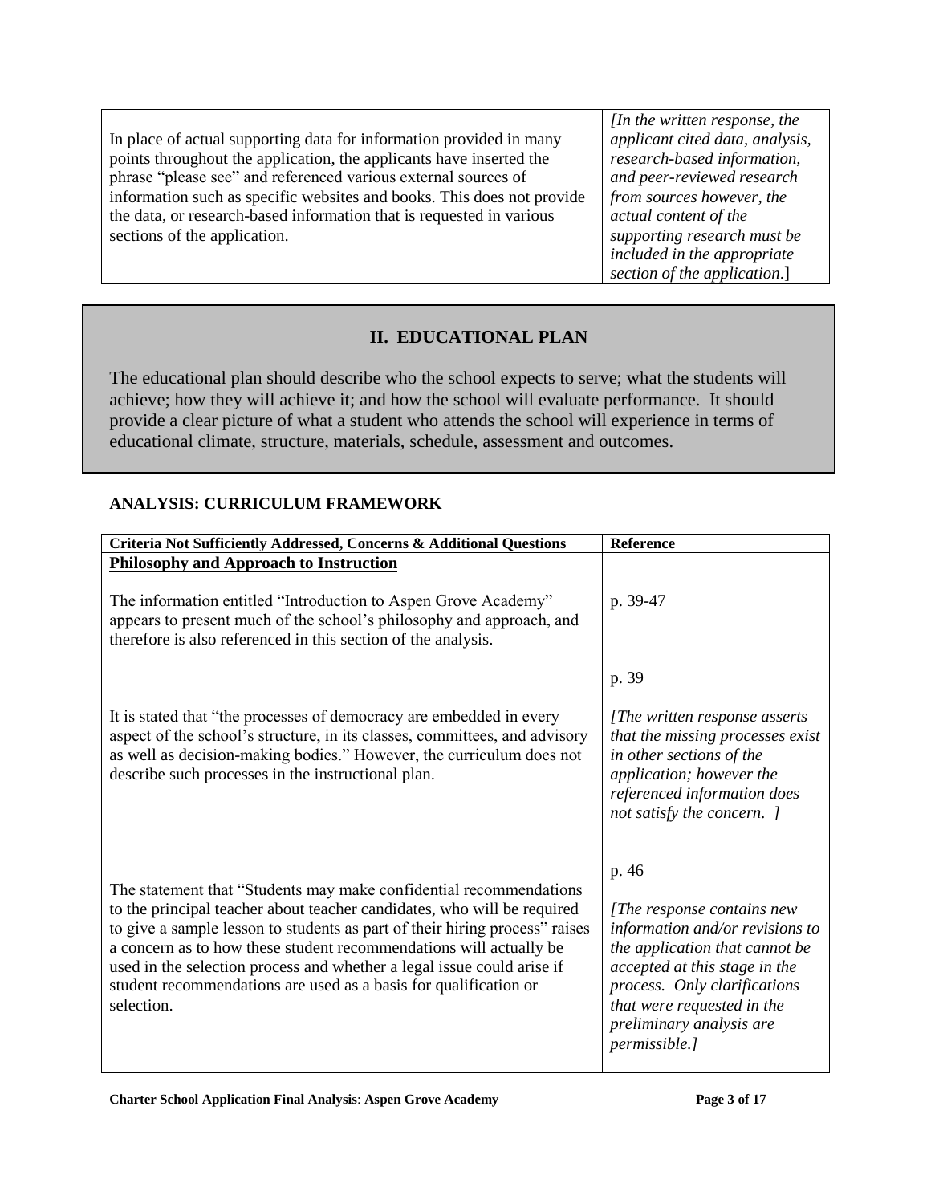| | |
|---|---|
| In place of actual supporting data for information provided in many points throughout the application, the applicants have inserted the phrase "please see" and referenced various external sources of information such as specific websites and books. This does not provide the data, or research-based information that is requested in various sections of the application. | *[In the written response, the applicant cited data, analysis, research-based information, and peer-reviewed research from sources however, the actual content of the supporting research must be included in the appropriate section of the application.]* |

## II. EDUCATIONAL PLAN

The educational plan should describe who the school expects to serve; what the students will achieve; how they will achieve it; and how the school will evaluate performance. It should provide a clear picture of what a student who attends the school will experience in terms of educational climate, structure, materials, schedule, assessment and outcomes.

### ANALYSIS: CURRICULUM FRAMEWORK

| Criteria Not Sufficiently Addressed, Concerns & Additional Questions | Reference |
|---|---|
| **Philosophy and Approach to Instruction** | |
| The information entitled "Introduction to Aspen Grove Academy" appears to present much of the school's philosophy and approach, and therefore is also referenced in this section of the analysis. | p. 39-47 |
| It is stated that "the processes of democracy are embedded in every aspect of the school's structure, in its classes, committees, and advisory as well as decision-making bodies." However, the curriculum does not describe such processes in the instructional plan. | p. 39<br><br>*[The written response asserts that the missing processes exist in other sections of the application; however the referenced information does not satisfy the concern. ]* |
| The statement that "Students may make confidential recommendations to the principal teacher about teacher candidates, who will be required to give a sample lesson to students as part of their hiring process" raises a concern as to how these student recommendations will actually be used in the selection process and whether a legal issue could arise if student recommendations are used as a basis for qualification or selection. | p. 46<br><br>*[The response contains new information and/or revisions to the application that cannot be accepted at this stage in the process. Only clarifications that were requested in the preliminary analysis are permissible.]* |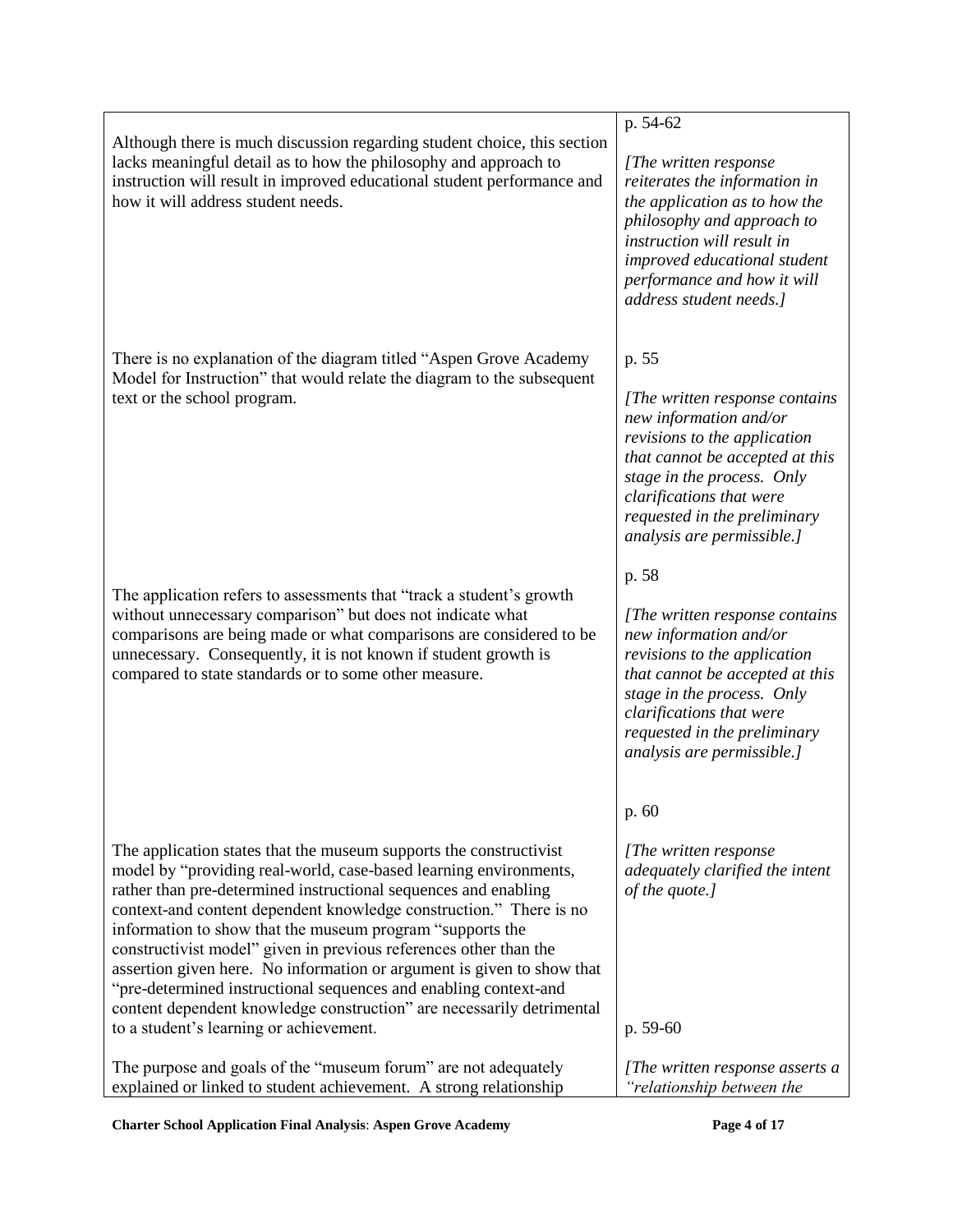| | |
|---|---|
| Although there is much discussion regarding student choice, this section lacks meaningful detail as to how the philosophy and approach to instruction will result in improved educational student performance and how it will address student needs. | p. 54-62<br><br>*[The written response reiterates the information in the application as to how the philosophy and approach to instruction will result in improved educational student performance and how it will address student needs.]* |
| There is no explanation of the diagram titled "Aspen Grove Academy Model for Instruction" that would relate the diagram to the subsequent text or the school program. | p. 55<br><br>*[The written response contains new information and/or revisions to the application that cannot be accepted at this stage in the process. Only clarifications that were requested in the preliminary analysis are permissible.]* |
| The application refers to assessments that "track a student's growth without unnecessary comparison" but does not indicate what comparisons are being made or what comparisons are considered to be unnecessary. Consequently, it is not known if student growth is compared to state standards or to some other measure. | p. 58<br><br>*[The written response contains new information and/or revisions to the application that cannot be accepted at this stage in the process. Only clarifications that were requested in the preliminary analysis are permissible.]* |
| The application states that the museum supports the constructivist model by "providing real-world, case-based learning environments, rather than pre-determined instructional sequences and enabling context-and content dependent knowledge construction." There is no information to show that the museum program "supports the constructivist model" given in previous references other than the assertion given here. No information or argument is given to show that "pre-determined instructional sequences and enabling context-and content dependent knowledge construction" are necessarily detrimental to a student's learning or achievement. | p. 60<br><br>*[The written response adequately clarified the intent of the quote.]* |
| The purpose and goals of the "museum forum" are not adequately explained or linked to student achievement. A strong relationship | p. 59-60<br><br>*[The written response asserts a "relationship between the* |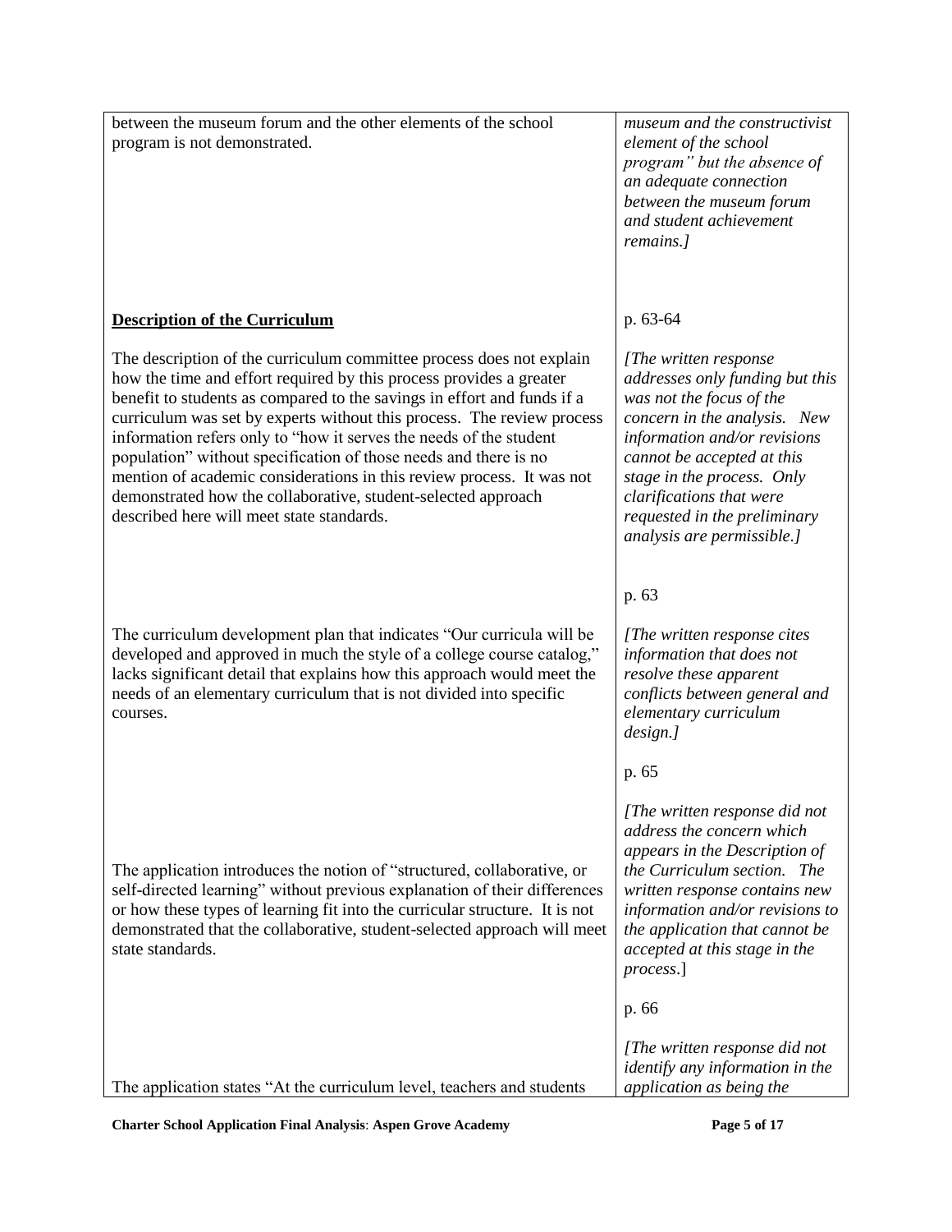| | |
|---|---|
| between the museum forum and the other elements of the school program is not demonstrated. | *museum and the constructivist element of the school program" but the absence of an adequate connection between the museum forum and student achievement remains.]* |
| **Description of the Curriculum** | p. 63-64 |
| The description of the curriculum committee process does not explain how the time and effort required by this process provides a greater benefit to students as compared to the savings in effort and funds if a curriculum was set by experts without this process. The review process information refers only to "how it serves the needs of the student population" without specification of those needs and there is no mention of academic considerations in this review process. It was not demonstrated how the collaborative, student-selected approach described here will meet state standards. | *[The written response addresses only funding but this was not the focus of the concern in the analysis. New information and/or revisions cannot be accepted at this stage in the process. Only clarifications that were requested in the preliminary analysis are permissible.]* |
| | p. 63 |
| The curriculum development plan that indicates "Our curricula will be developed and approved in much the style of a college course catalog," lacks significant detail that explains how this approach would meet the needs of an elementary curriculum that is not divided into specific courses. | *[The written response cites information that does not resolve these apparent conflicts between general and elementary curriculum design.]* |
| | p. 65 |
| The application introduces the notion of "structured, collaborative, or self-directed learning" without previous explanation of their differences or how these types of learning fit into the curricular structure. It is not demonstrated that the collaborative, student-selected approach will meet state standards. | *[The written response did not address the concern which appears in the Description of the Curriculum section. The written response contains new information and/or revisions to the application that cannot be accepted at this stage in the process.]* |
| | p. 66 |
| The application states "At the curriculum level, teachers and students | *[The written response did not identify any information in the application as being the* |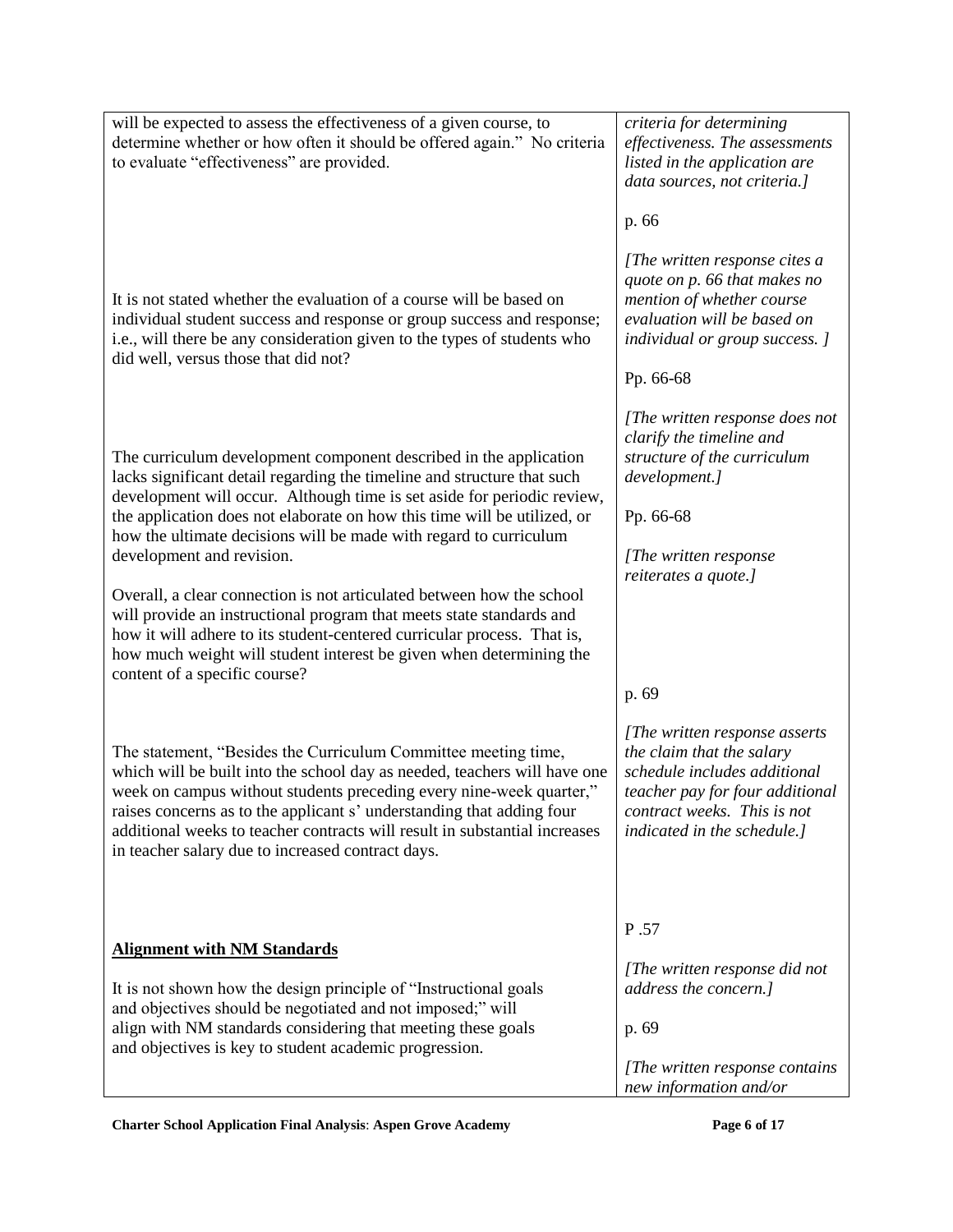| | |
|---|---|
| will be expected to assess the effectiveness of a given course, to determine whether or how often it should be offered again." No criteria to evaluate "effectiveness" are provided. | *criteria for determining effectiveness. The assessments listed in the application are data sources, not criteria.]* |
| | p. 66 |
| It is not stated whether the evaluation of a course will be based on individual student success and response or group success and response; i.e., will there be any consideration given to the types of students who did well, versus those that did not? | *[The written response cites a quote on p. 66 that makes no mention of whether course evaluation will be based on individual or group success. ]* |
| | Pp. 66-68 |
| The curriculum development component described in the application lacks significant detail regarding the timeline and structure that such development will occur. Although time is set aside for periodic review, the application does not elaborate on how this time will be utilized, or how the ultimate decisions will be made with regard to curriculum development and revision. | *[The written response does not clarify the timeline and structure of the curriculum development.]* |
| | Pp. 66-68 |
| Overall, a clear connection is not articulated between how the school will provide an instructional program that meets state standards and how it will adhere to its student-centered curricular process. That is, how much weight will student interest be given when determining the content of a specific course? | *[The written response reiterates a quote.]* |
| | p. 69 |
| The statement, "Besides the Curriculum Committee meeting time, which will be built into the school day as needed, teachers will have one week on campus without students preceding every nine-week quarter," raises concerns as to the applicant s' understanding that adding four additional weeks to teacher contracts will result in substantial increases in teacher salary due to increased contract days. | *[The written response asserts the claim that the salary schedule includes additional teacher pay for four additional contract weeks. This is not indicated in the schedule.]* |
| | P .57 |
| **<u>Alignment with NM Standards</u>** | *[The written response did not address the concern.]* |
| It is not shown how the design principle of "Instructional goals and objectives should be negotiated and not imposed;" will align with NM standards considering that meeting these goals and objectives is key to student academic progression. | p. 69 |
| | *[The written response contains new information and/or* |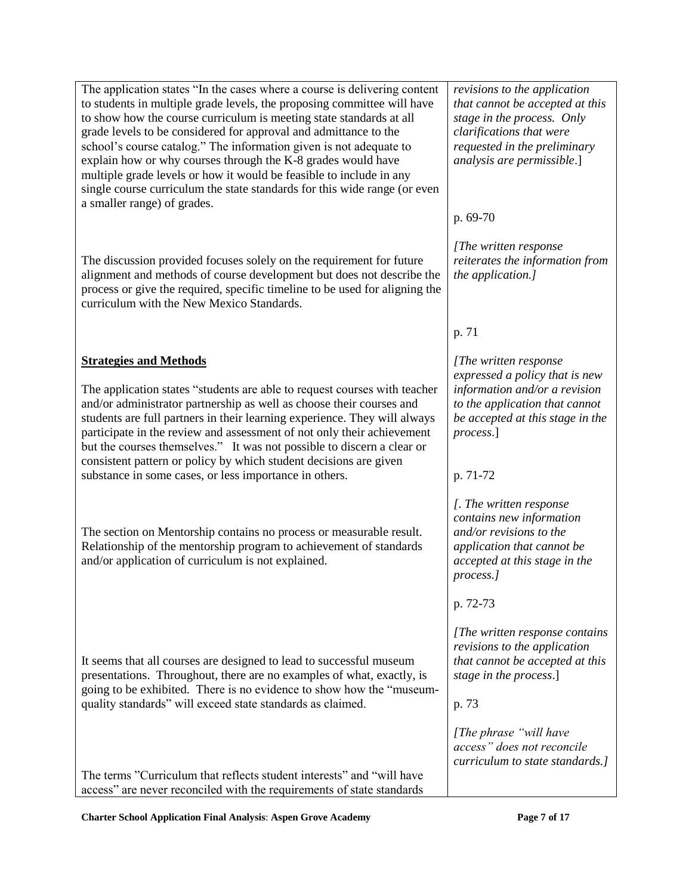| | |
|---|---|
| The application states "In the cases where a course is delivering content to students in multiple grade levels, the proposing committee will have to show how the course curriculum is meeting state standards at all grade levels to be considered for approval and admittance to the school's course catalog." The information given is not adequate to explain how or why courses through the K-8 grades would have multiple grade levels or how it would be feasible to include in any single course curriculum the state standards for this wide range (or even a smaller range) of grades. | *revisions to the application that cannot be accepted at this stage in the process. Only clarifications that were requested in the preliminary analysis are permissible*.] |
| The discussion provided focuses solely on the requirement for future alignment and methods of course development but does not describe the process or give the required, specific timeline to be used for aligning the curriculum with the New Mexico Standards. | p. 69-70<br><br>*[The written response reiterates the information from the application.]* |
| **Strategies and Methods**<br><br>The application states "students are able to request courses with teacher and/or administrator partnership as well as choose their courses and students are full partners in their learning experience. They will always participate in the review and assessment of not only their achievement but the courses themselves." It was not possible to discern a clear or consistent pattern or policy by which student decisions are given substance in some cases, or less importance in others. | p. 71<br><br>*[The written response expressed a policy that is new information and/or a revision to the application that cannot be accepted at this stage in the process*.] |
| The section on Mentorship contains no process or measurable result. Relationship of the mentorship program to achievement of standards and/or application of curriculum is not explained. | p. 71-72<br><br>*[. The written response contains new information and/or revisions to the application that cannot be accepted at this stage in the process.]* |
| It seems that all courses are designed to lead to successful museum presentations. Throughout, there are no examples of what, exactly, is going to be exhibited. There is no evidence to show how the "museum-quality standards" will exceed state standards as claimed. | p. 72-73<br><br>*[The written response contains revisions to the application that cannot be accepted at this stage in the process*.] |
| The terms "Curriculum that reflects student interests" and "will have access" are never reconciled with the requirements of state standards | p. 73<br><br>*[The phrase "will have access" does not reconcile curriculum to state standards.]* |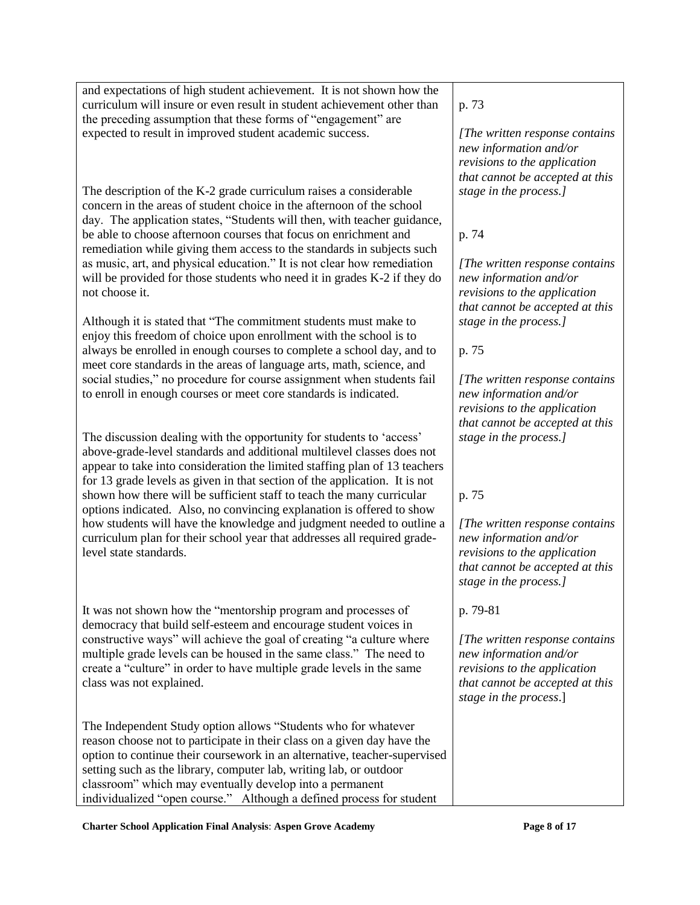| | |
|---|---|
| and expectations of high student achievement. It is not shown how the curriculum will insure or even result in student achievement other than the preceding assumption that these forms of "engagement" are expected to result in improved student academic success. | p. 73<br><br>*[The written response contains new information and/or revisions to the application that cannot be accepted at this stage in the process.]* |
| The description of the K-2 grade curriculum raises a considerable concern in the areas of student choice in the afternoon of the school day. The application states, "Students will then, with teacher guidance, be able to choose afternoon courses that focus on enrichment and remediation while giving them access to the standards in subjects such as music, art, and physical education." It is not clear how remediation will be provided for those students who need it in grades K-2 if they do not choose it. | p. 74<br><br>*[The written response contains new information and/or revisions to the application that cannot be accepted at this stage in the process.]* |
| Although it is stated that "The commitment students must make to enjoy this freedom of choice upon enrollment with the school is to always be enrolled in enough courses to complete a school day, and to meet core standards in the areas of language arts, math, science, and social studies," no procedure for course assignment when students fail to enroll in enough courses or meet core standards is indicated. | p. 75<br><br>*[The written response contains new information and/or revisions to the application that cannot be accepted at this stage in the process.]* |
| The discussion dealing with the opportunity for students to 'access' above-grade-level standards and additional multilevel classes does not appear to take into consideration the limited staffing plan of 13 teachers for 13 grade levels as given in that section of the application. It is not shown how there will be sufficient staff to teach the many curricular options indicated. Also, no convincing explanation is offered to show how students will have the knowledge and judgment needed to outline a curriculum plan for their school year that addresses all required grade-level state standards. | p. 75<br><br>*[The written response contains new information and/or revisions to the application that cannot be accepted at this stage in the process.]* |
| It was not shown how the "mentorship program and processes of democracy that build self-esteem and encourage student voices in constructive ways" will achieve the goal of creating "a culture where multiple grade levels can be housed in the same class." The need to create a "culture" in order to have multiple grade levels in the same class was not explained. | p. 79-81<br><br>*[The written response contains new information and/or revisions to the application that cannot be accepted at this stage in the process.]* |
| The Independent Study option allows "Students who for whatever reason choose not to participate in their class on a given day have the option to continue their coursework in an alternative, teacher-supervised setting such as the library, computer lab, writing lab, or outdoor classroom" which may eventually develop into a permanent individualized "open course." Although a defined process for student | |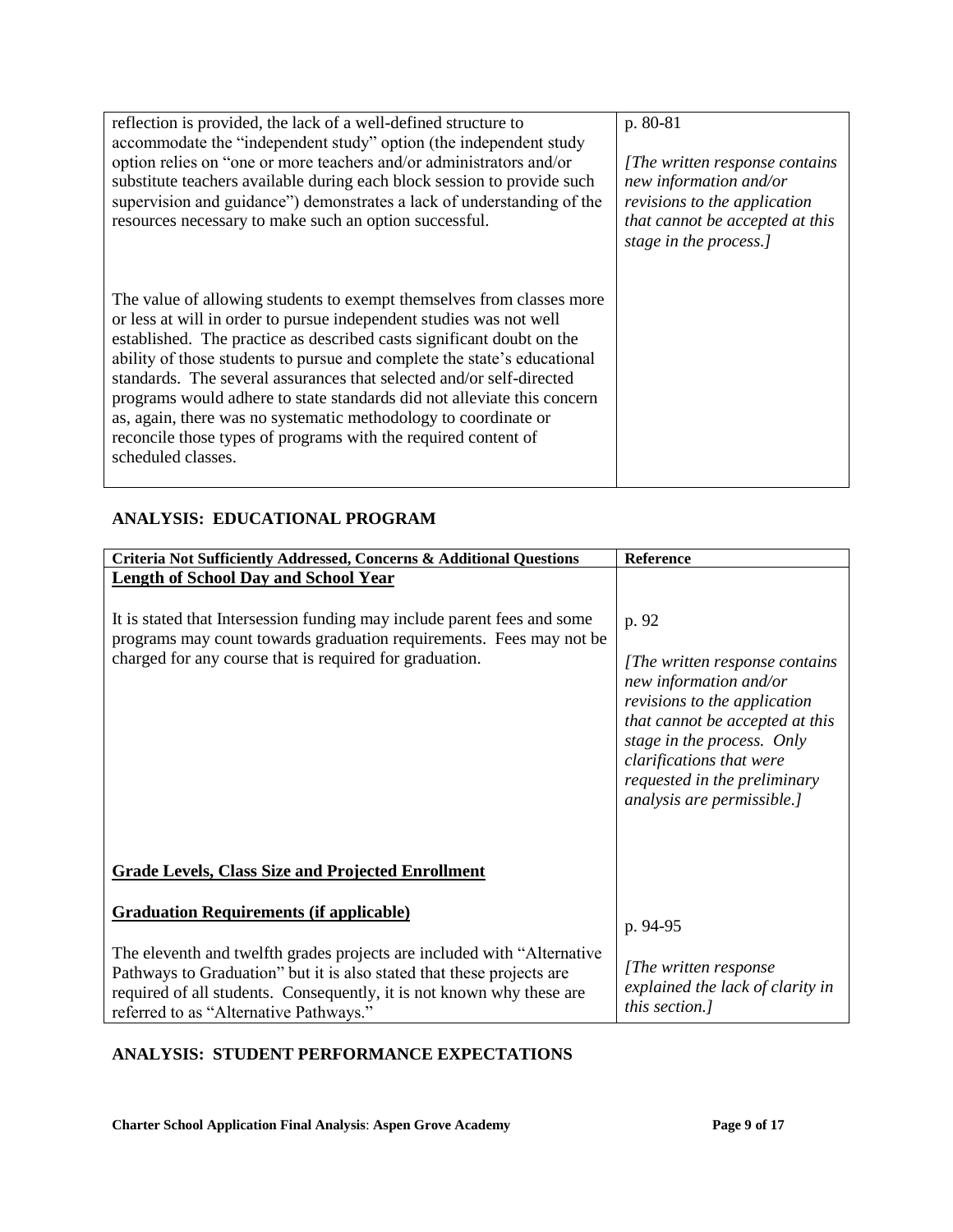| | |
|---|---|
| reflection is provided, the lack of a well-defined structure to accommodate the "independent study" option (the independent study option relies on "one or more teachers and/or administrators and/or substitute teachers available during each block session to provide such supervision and guidance") demonstrates a lack of understanding of the resources necessary to make such an option successful.<br><br>The value of allowing students to exempt themselves from classes more or less at will in order to pursue independent studies was not well established. The practice as described casts significant doubt on the ability of those students to pursue and complete the state's educational standards. The several assurances that selected and/or self-directed programs would adhere to state standards did not alleviate this concern as, again, there was no systematic methodology to coordinate or reconcile those types of programs with the required content of scheduled classes. | p. 80-81<br><br>*[The written response contains new information and/or revisions to the application that cannot be accepted at this stage in the process.]* |

## ANALYSIS: EDUCATIONAL PROGRAM

| Criteria Not Sufficiently Addressed, Concerns & Additional Questions | Reference |
|---|---|
| **Length of School Day and School Year**<br><br>It is stated that Intersession funding may include parent fees and some programs may count towards graduation requirements. Fees may not be charged for any course that is required for graduation. | p. 92<br><br>*[The written response contains new information and/or revisions to the application that cannot be accepted at this stage in the process. Only clarifications that were requested in the preliminary analysis are permissible.]* |
| **Grade Levels, Class Size and Projected Enrollment** | |
| **Graduation Requirements (if applicable)**<br><br>The eleventh and twelfth grades projects are included with "Alternative Pathways to Graduation" but it is also stated that these projects are required of all students. Consequently, it is not known why these are referred to as "Alternative Pathways." | p. 94-95<br><br>*[The written response explained the lack of clarity in this section.]* |

## ANALYSIS: STUDENT PERFORMANCE EXPECTATIONS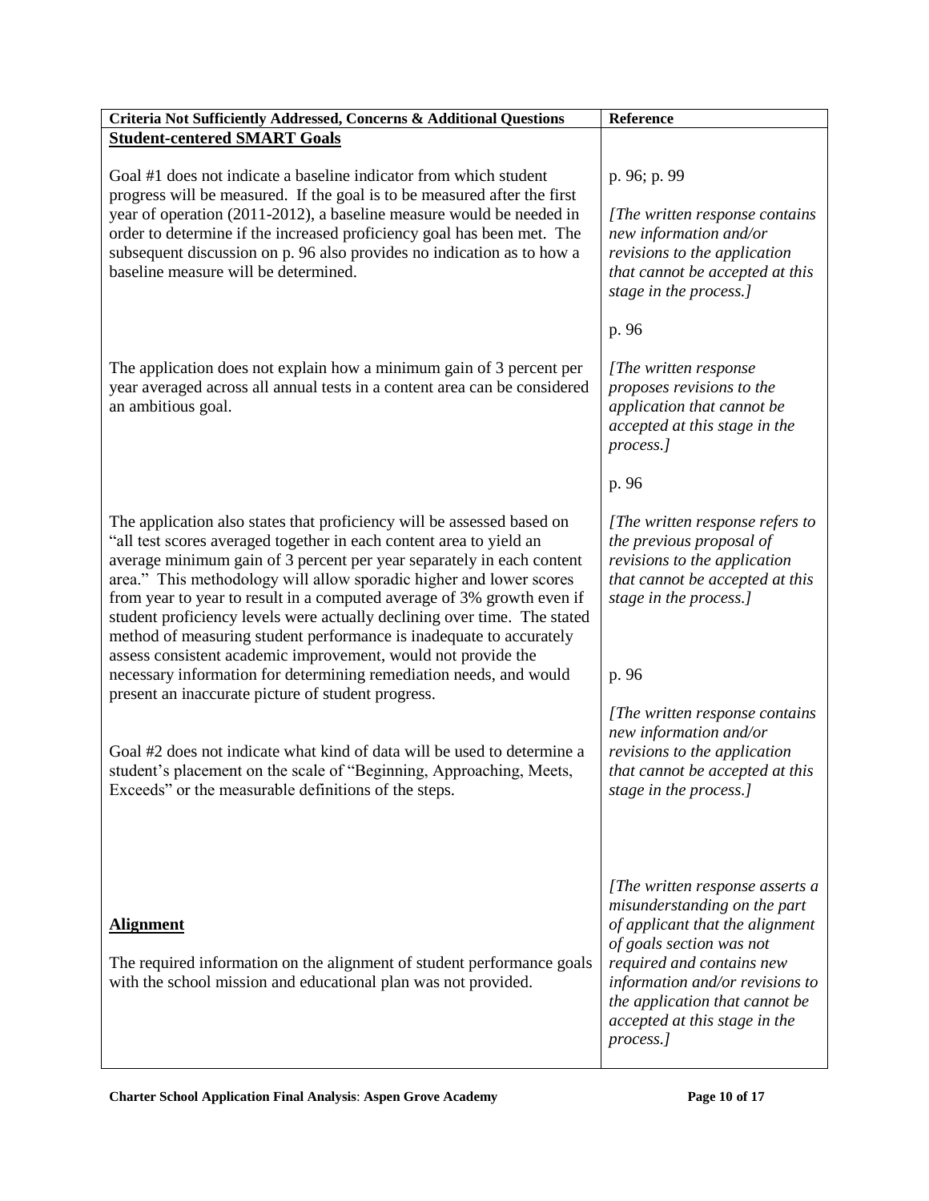| Criteria Not Sufficiently Addressed, Concerns & Additional Questions | Reference |
|---|---|
| **Student-centered SMART Goals** | |
| Goal #1 does not indicate a baseline indicator from which student progress will be measured. If the goal is to be measured after the first year of operation (2011-2012), a baseline measure would be needed in order to determine if the increased proficiency goal has been met. The subsequent discussion on p. 96 also provides no indication as to how a baseline measure will be determined. | p. 96; p. 99<br><br>*[The written response contains new information and/or revisions to the application that cannot be accepted at this stage in the process.]* |
| The application does not explain how a minimum gain of 3 percent per year averaged across all annual tests in a content area can be considered an ambitious goal. | p. 96<br><br>*[The written response proposes revisions to the application that cannot be accepted at this stage in the process.]* |
| The application also states that proficiency will be assessed based on "all test scores averaged together in each content area to yield an average minimum gain of 3 percent per year separately in each content area." This methodology will allow sporadic higher and lower scores from year to year to result in a computed average of 3% growth even if student proficiency levels were actually declining over time. The stated method of measuring student performance is inadequate to accurately assess consistent academic improvement, would not provide the necessary information for determining remediation needs, and would present an inaccurate picture of student progress. | p. 96<br><br>*[The written response refers to the previous proposal of revisions to the application that cannot be accepted at this stage in the process.]* |
| Goal #2 does not indicate what kind of data will be used to determine a student's placement on the scale of "Beginning, Approaching, Meets, Exceeds" or the measurable definitions of the steps. | p. 96<br><br>*[The written response contains new information and/or revisions to the application that cannot be accepted at this stage in the process.]* |
| **Alignment**<br><br>The required information on the alignment of student performance goals with the school mission and educational plan was not provided. | *[The written response asserts a misunderstanding on the part of applicant that the alignment of goals section was not required and contains new information and/or revisions to the application that cannot be accepted at this stage in the process.]* |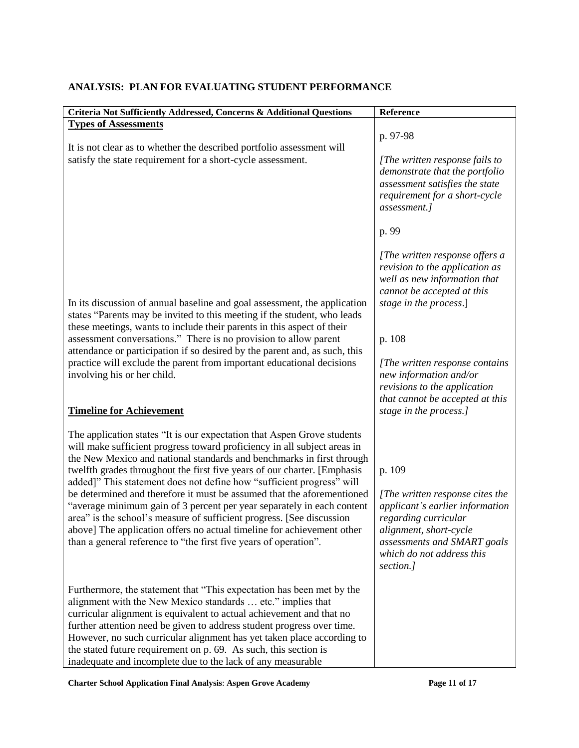## ANALYSIS: PLAN FOR EVALUATING STUDENT PERFORMANCE

| Criteria Not Sufficiently Addressed, Concerns & Additional Questions | Reference |
|---|---|
| **Types of Assessments**<br><br>It is not clear as to whether the described portfolio assessment will satisfy the state requirement for a short-cycle assessment. | p. 97-98<br><br>*[The written response fails to demonstrate that the portfolio assessment satisfies the state requirement for a short-cycle assessment.]*<br><br>p. 99<br><br>*[The written response offers a revision to the application as well as new information that cannot be accepted at this stage in the process.]* |
| In its discussion of annual baseline and goal assessment, the application states "Parents may be invited to this meeting if the student, who leads these meetings, wants to include their parents in this aspect of their assessment conversations." There is no provision to allow parent attendance or participation if so desired by the parent and, as such, this practice will exclude the parent from important educational decisions involving his or her child. | p. 108<br><br>*[The written response contains new information and/or revisions to the application that cannot be accepted at this stage in the process.]* |
| **Timeline for Achievement**<br><br>The application states "It is our expectation that Aspen Grove students will make <u>sufficient progress toward proficiency</u> in all subject areas in the New Mexico and national standards and benchmarks in first through twelfth grades <u>throughout the first five years of our charter</u>. [Emphasis added]" This statement does not define how "sufficient progress" will be determined and therefore it must be assumed that the aforementioned "average minimum gain of 3 percent per year separately in each content area" is the school's measure of sufficient progress. [See discussion above] The application offers no actual timeline for achievement other than a general reference to "the first five years of operation". | p. 109<br><br>*[The written response cites the applicant's earlier information regarding curricular alignment, short-cycle assessments and SMART goals which do not address this section.]* |
| Furthermore, the statement that "This expectation has been met by the alignment with the New Mexico standards … etc." implies that curricular alignment is equivalent to actual achievement and that no further attention need be given to address student progress over time. However, no such curricular alignment has yet taken place according to the stated future requirement on p. 69. As such, this section is inadequate and incomplete due to the lack of any measurable | |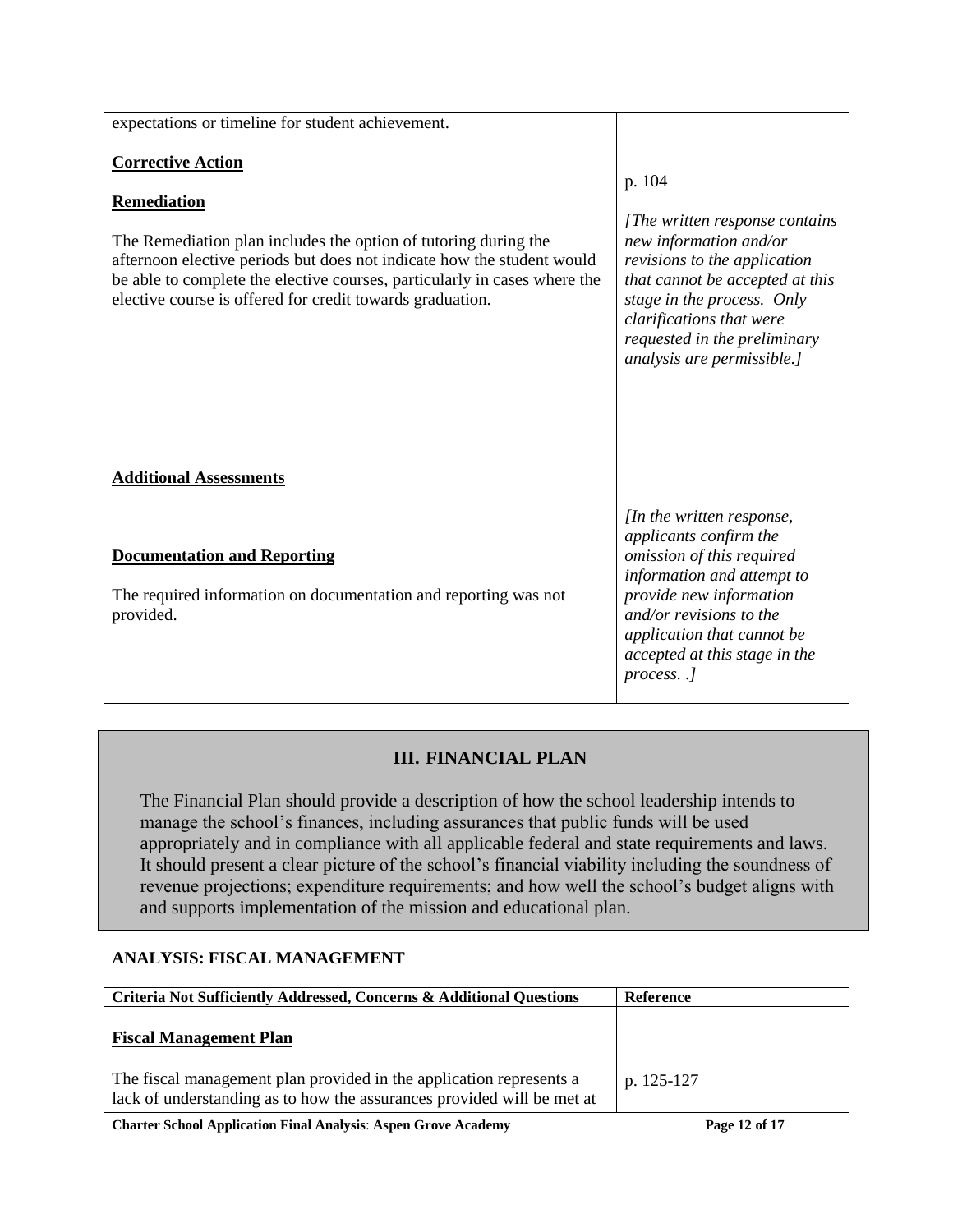| | |
|---|---|
| expectations or timeline for student achievement.<br><br>**Corrective Action**<br><br>**Remediation**<br><br>The Remediation plan includes the option of tutoring during the afternoon elective periods but does not indicate how the student would be able to complete the elective courses, particularly in cases where the elective course is offered for credit towards graduation. | p. 104<br><br>*[The written response contains new information and/or revisions to the application that cannot be accepted at this stage in the process. Only clarifications that were requested in the preliminary analysis are permissible.]* |
| **Additional Assessments**<br><br>**Documentation and Reporting**<br><br>The required information on documentation and reporting was not provided. | *[In the written response, applicants confirm the omission of this required information and attempt to provide new information and/or revisions to the application that cannot be accepted at this stage in the process. .]* |

## III. FINANCIAL PLAN

The Financial Plan should provide a description of how the school leadership intends to manage the school's finances, including assurances that public funds will be used appropriately and in compliance with all applicable federal and state requirements and laws. It should present a clear picture of the school's financial viability including the soundness of revenue projections; expenditure requirements; and how well the school's budget aligns with and supports implementation of the mission and educational plan.

### ANALYSIS: FISCAL MANAGEMENT

| Criteria Not Sufficiently Addressed, Concerns & Additional Questions | Reference |
|---|---|
| **Fiscal Management Plan**<br><br>The fiscal management plan provided in the application represents a lack of understanding as to how the assurances provided will be met at | p. 125-127 |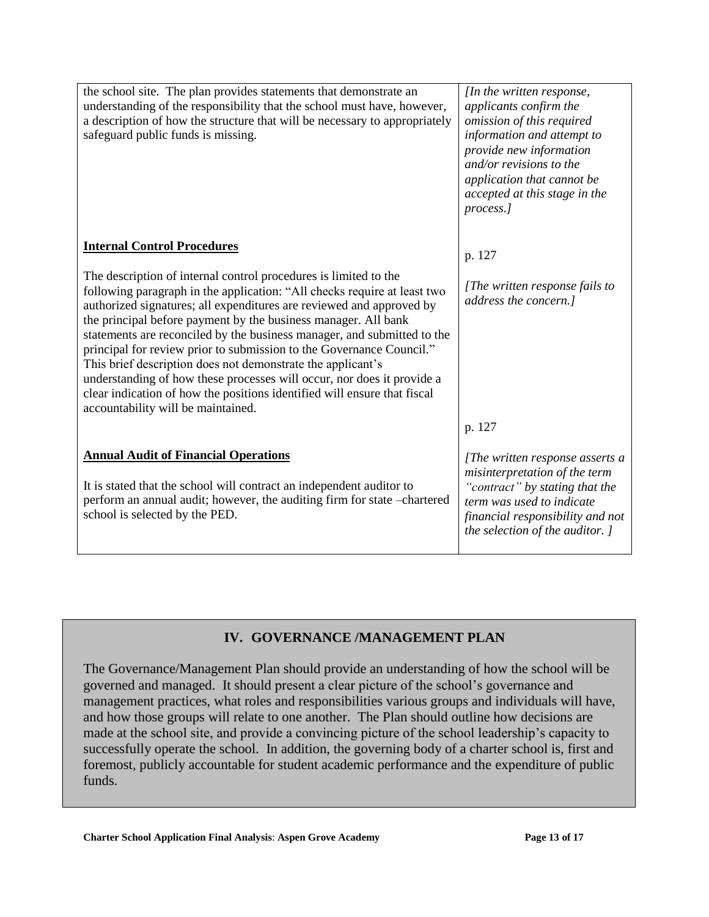| | |
|---|---|
| the school site. The plan provides statements that demonstrate an understanding of the responsibility that the school must have, however, a description of how the structure that will be necessary to appropriately safeguard public funds is missing. | *[In the written response, applicants confirm the omission of this required information and attempt to provide new information and/or revisions to the application that cannot be accepted at this stage in the process.]* |
| **Internal Control Procedures**<br><br>The description of internal control procedures is limited to the following paragraph in the application: "All checks require at least two authorized signatures; all expenditures are reviewed and approved by the principal before payment by the business manager. All bank statements are reconciled by the business manager, and submitted to the principal for review prior to submission to the Governance Council." This brief description does not demonstrate the applicant's understanding of how these processes will occur, nor does it provide a clear indication of how the positions identified will ensure that fiscal accountability will be maintained. | p. 127<br><br>*[The written response fails to address the concern.]* |
| **Annual Audit of Financial Operations**<br><br>It is stated that the school will contract an independent auditor to perform an annual audit; however, the auditing firm for state –chartered school is selected by the PED. | p. 127<br><br>*[The written response asserts a misinterpretation of the term "contract" by stating that the term was used to indicate financial responsibility and not the selection of the auditor. ]* |

## IV. GOVERNANCE /MANAGEMENT PLAN

The Governance/Management Plan should provide an understanding of how the school will be governed and managed. It should present a clear picture of the school's governance and management practices, what roles and responsibilities various groups and individuals will have, and how those groups will relate to one another. The Plan should outline how decisions are made at the school site, and provide a convincing picture of the school leadership's capacity to successfully operate the school. In addition, the governing body of a charter school is, first and foremost, publicly accountable for student academic performance and the expenditure of public funds.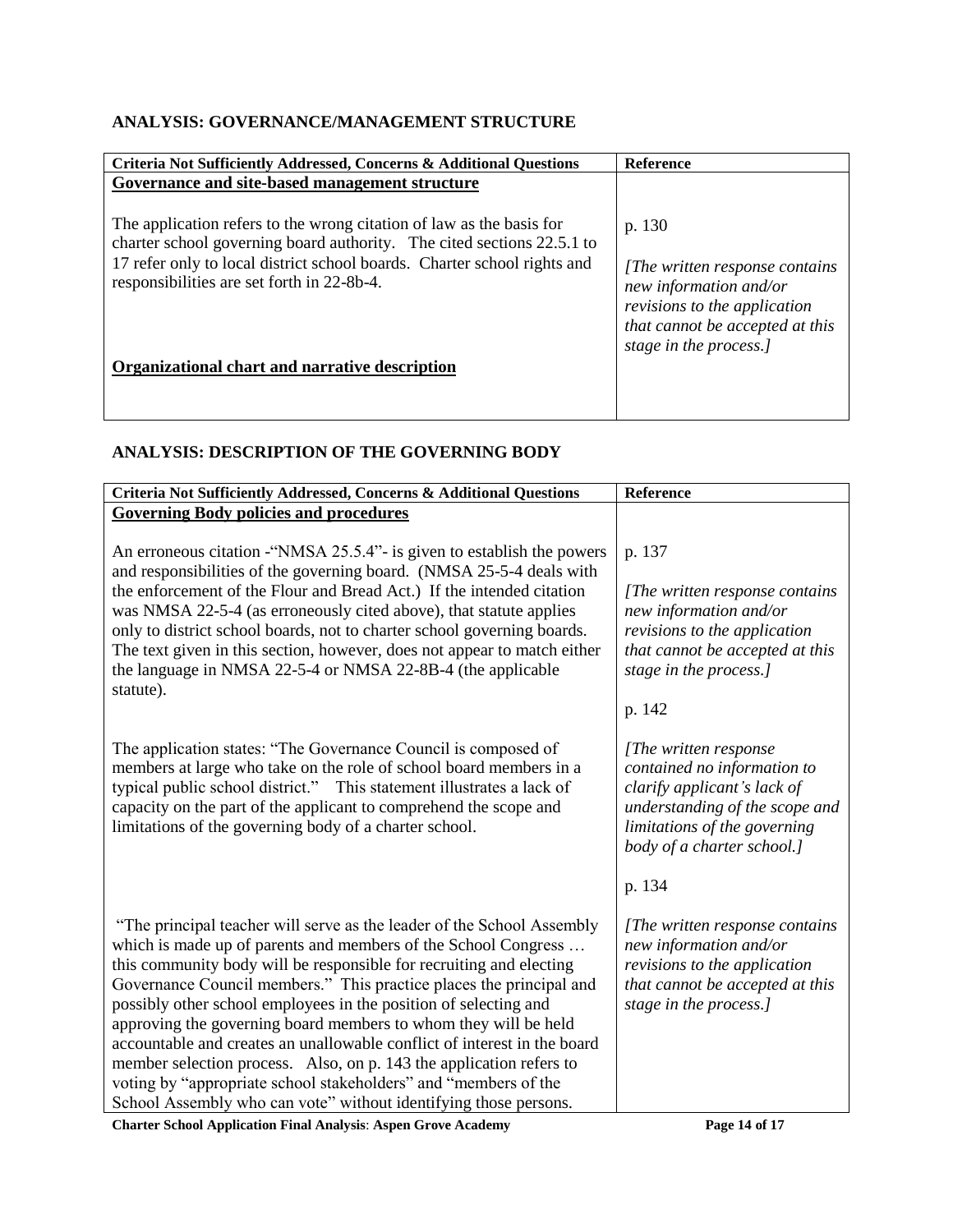## ANALYSIS: GOVERNANCE/MANAGEMENT STRUCTURE

| Criteria Not Sufficiently Addressed, Concerns & Additional Questions | Reference |
|---|---|
| **Governance and site-based management structure** | |
| The application refers to the wrong citation of law as the basis for charter school governing board authority. The cited sections 22.5.1 to 17 refer only to local district school boards. Charter school rights and responsibilities are set forth in 22-8b-4. | p. 130<br><br>*[The written response contains new information and/or revisions to the application that cannot be accepted at this stage in the process.]* |
| **Organizational chart and narrative description** | |

## ANALYSIS: DESCRIPTION OF THE GOVERNING BODY

| Criteria Not Sufficiently Addressed, Concerns & Additional Questions | Reference |
|---|---|
| **Governing Body policies and procedures** | |
| An erroneous citation -"NMSA 25.5.4"- is given to establish the powers and responsibilities of the governing board. (NMSA 25-5-4 deals with the enforcement of the Flour and Bread Act.) If the intended citation was NMSA 22-5-4 (as erroneously cited above), that statute applies only to district school boards, not to charter school governing boards. The text given in this section, however, does not appear to match either the language in NMSA 22-5-4 or NMSA 22-8B-4 (the applicable statute). | p. 137<br><br>*[The written response contains new information and/or revisions to the application that cannot be accepted at this stage in the process.]* |
| The application states: "The Governance Council is composed of members at large who take on the role of school board members in a typical public school district." This statement illustrates a lack of capacity on the part of the applicant to comprehend the scope and limitations of the governing body of a charter school. | p. 142<br><br>*[The written response contained no information to clarify applicant's lack of understanding of the scope and limitations of the governing body of a charter school.]* |
| "The principal teacher will serve as the leader of the School Assembly which is made up of parents and members of the School Congress … this community body will be responsible for recruiting and electing Governance Council members." This practice places the principal and possibly other school employees in the position of selecting and approving the governing board members to whom they will be held accountable and creates an unallowable conflict of interest in the board member selection process. Also, on p. 143 the application refers to voting by "appropriate school stakeholders" and "members of the School Assembly who can vote" without identifying those persons. | p. 134<br><br>*[The written response contains new information and/or revisions to the application that cannot be accepted at this stage in the process.]* |

**Charter School Application Final Analysis**: **Aspen Grove Academy**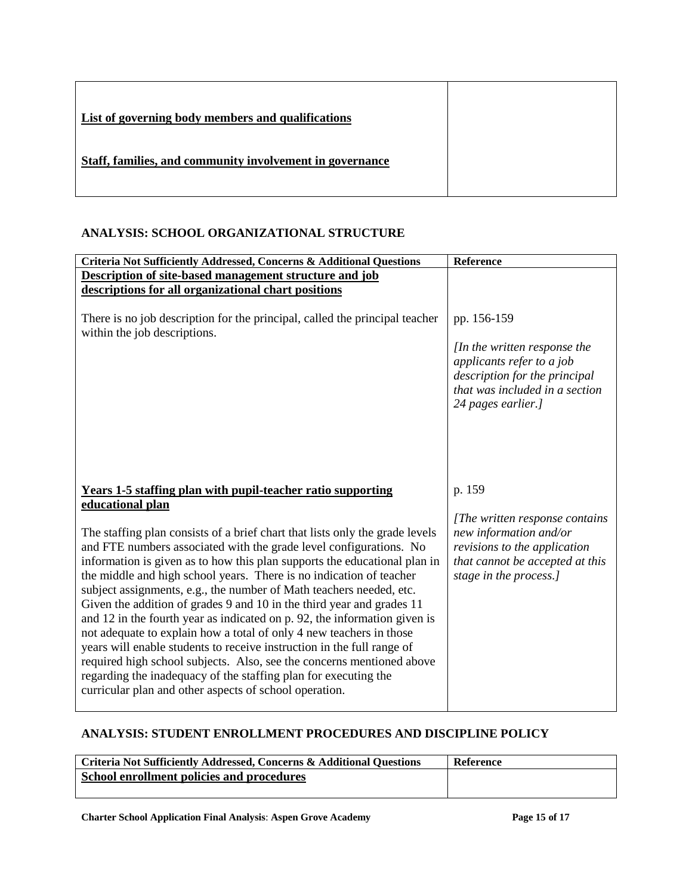| | |
|---|---|
| **List of governing body members and qualifications**<br><br>**Staff, families, and community involvement in governance** | |

## ANALYSIS: SCHOOL ORGANIZATIONAL STRUCTURE

| Criteria Not Sufficiently Addressed, Concerns & Additional Questions | Reference |
|---|---|
| **Description of site-based management structure and job descriptions for all organizational chart positions**<br><br>There is no job description for the principal, called the principal teacher within the job descriptions. | pp. 156-159<br><br>*[In the written response the applicants refer to a job description for the principal that was included in a section 24 pages earlier.]* |
| **Years 1-5 staffing plan with pupil-teacher ratio supporting educational plan**<br><br>The staffing plan consists of a brief chart that lists only the grade levels and FTE numbers associated with the grade level configurations. No information is given as to how this plan supports the educational plan in the middle and high school years. There is no indication of teacher subject assignments, e.g., the number of Math teachers needed, etc. Given the addition of grades 9 and 10 in the third year and grades 11 and 12 in the fourth year as indicated on p. 92, the information given is not adequate to explain how a total of only 4 new teachers in those years will enable students to receive instruction in the full range of required high school subjects. Also, see the concerns mentioned above regarding the inadequacy of the staffing plan for executing the curricular plan and other aspects of school operation. | p. 159<br><br>*[The written response contains new information and/or revisions to the application that cannot be accepted at this stage in the process.]* |

## ANALYSIS: STUDENT ENROLLMENT PROCEDURES AND DISCIPLINE POLICY

| Criteria Not Sufficiently Addressed, Concerns & Additional Questions | Reference |
|---|---|
| **School enrollment policies and procedures** | |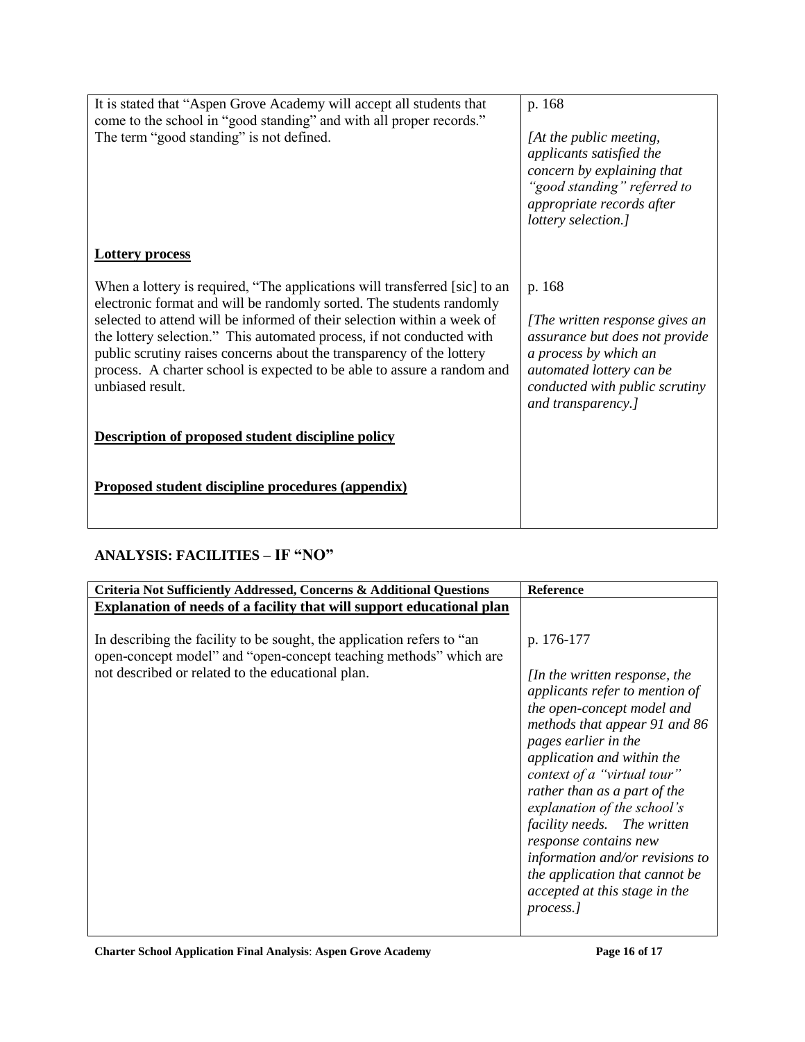| | |
|---|---|
| It is stated that "Aspen Grove Academy will accept all students that come to the school in "good standing" and with all proper records." The term "good standing" is not defined. | p. 168<br><br>*[At the public meeting, applicants satisfied the concern by explaining that "good standing" referred to appropriate records after lottery selection.]* |
| **Lottery process**<br><br>When a lottery is required, "The applications will transferred [sic] to an electronic format and will be randomly sorted. The students randomly selected to attend will be informed of their selection within a week of the lottery selection." This automated process, if not conducted with public scrutiny raises concerns about the transparency of the lottery process. A charter school is expected to be able to assure a random and unbiased result. | p. 168<br><br>*[The written response gives an assurance but does not provide a process by which an automated lottery can be conducted with public scrutiny and transparency.]* |
| **Description of proposed student discipline policy** | |
| **Proposed student discipline procedures (appendix)** | |

## ANALYSIS: FACILITIES – IF "NO"

| Criteria Not Sufficiently Addressed, Concerns & Additional Questions | Reference |
|---|---|
| **Explanation of needs of a facility that will support educational plan**<br><br>In describing the facility to be sought, the application refers to "an open-concept model" and "open-concept teaching methods" which are not described or related to the educational plan. | p. 176-177<br><br>*[In the written response, the applicants refer to mention of the open-concept model and methods that appear 91 and 86 pages earlier in the application and within the context of a "virtual tour" rather than as a part of the explanation of the school's facility needs. The written response contains new information and/or revisions to the application that cannot be accepted at this stage in the process.]* |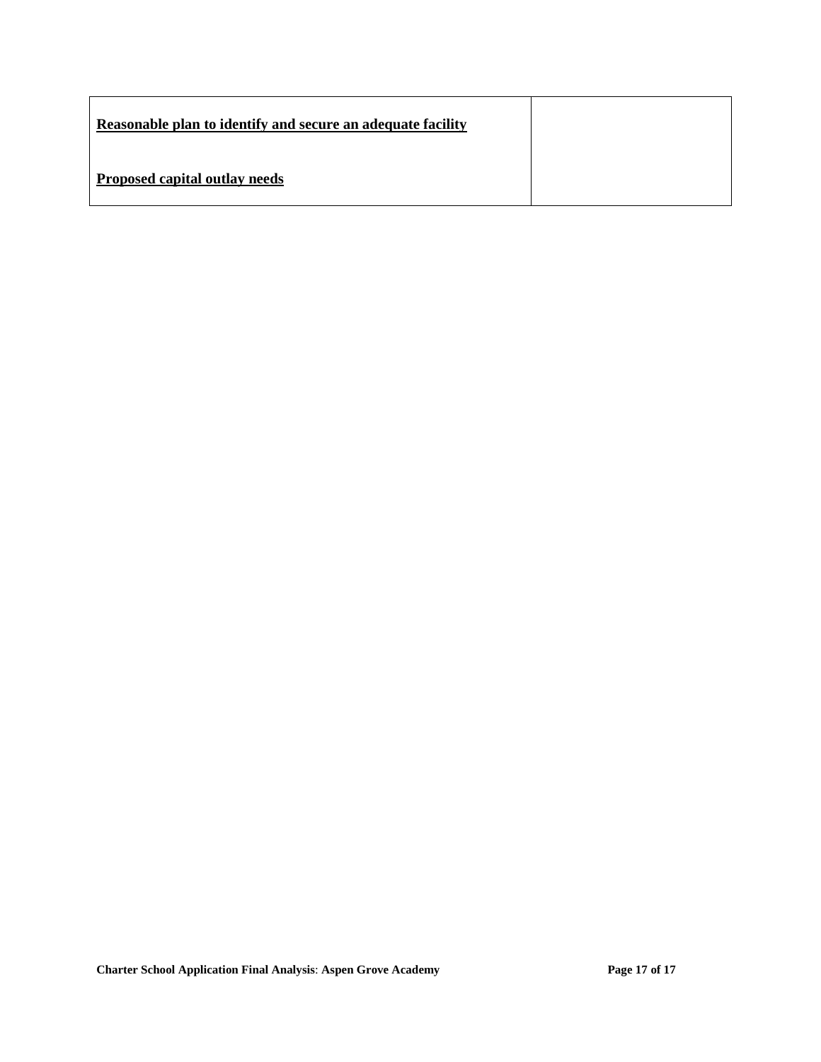| | |
|---|---|
| **Reasonable plan to identify and secure an adequate facility**<br><br>**Proposed capital outlay needs** | |